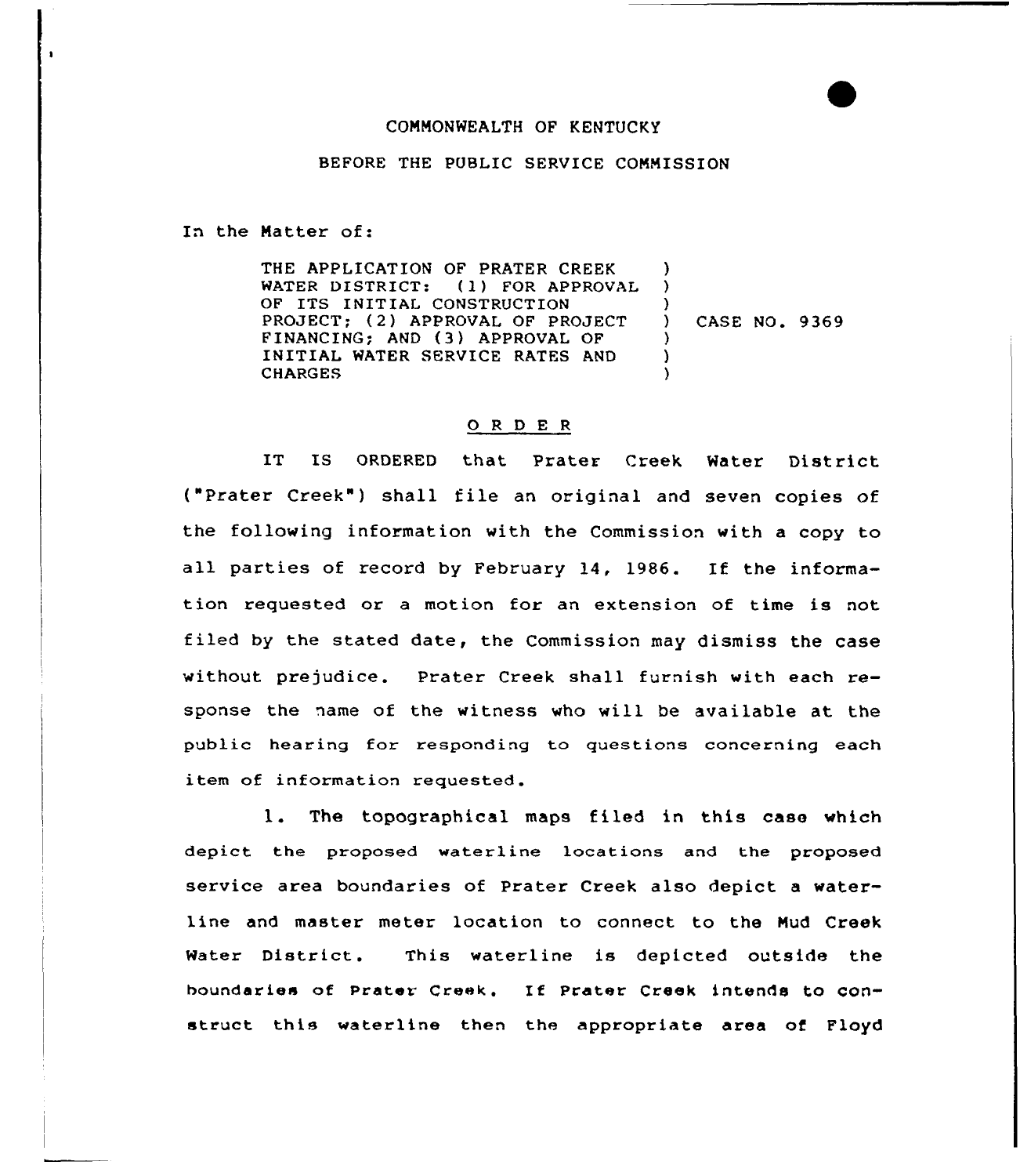COMMONWEALTH OF KENTUCKY

BEFORE THE PUBLIC SERVICE COMMISSION

In the Matter of:

THE APPLICATION OF PRATER CREEK WATER DISTRICT: (1) FOR APPROVAL OF ITS INITIAL CONSTRUCTION PROJECT; (2) APPROVAL OF PROJECT FINANCING; AND (3) APPROVAL OF INITIAL WATER SERVICE RATES AND CHARGES ) CASE NO. 9369

## O R D E R

IT IS ORDERED that Prater Creek Water District ("Prater Creek") shall file an original and seven copies of the following information with the Commission with a copy to all parties of record by February 14, 1986. If the information requested or a motion for an extension of time is not filed by the stated date, the Commission may dismiss the case without prejudice. Prater Creek shall furnish with each response the name of the witness who will be available at the public hearing for responding to questions concerning each item of information requested.

1. The topographical maps filed in this case which depict the proposed waterline locations and the proposed service area boundaries of Prater Creek also depict a waterline and master meter location to connect to the Mud Creek Water District. This waterline is depicted outside the boundaries of Prater Creek. If Prater Creek intends to construct this waterline then the appropriate area of Floyd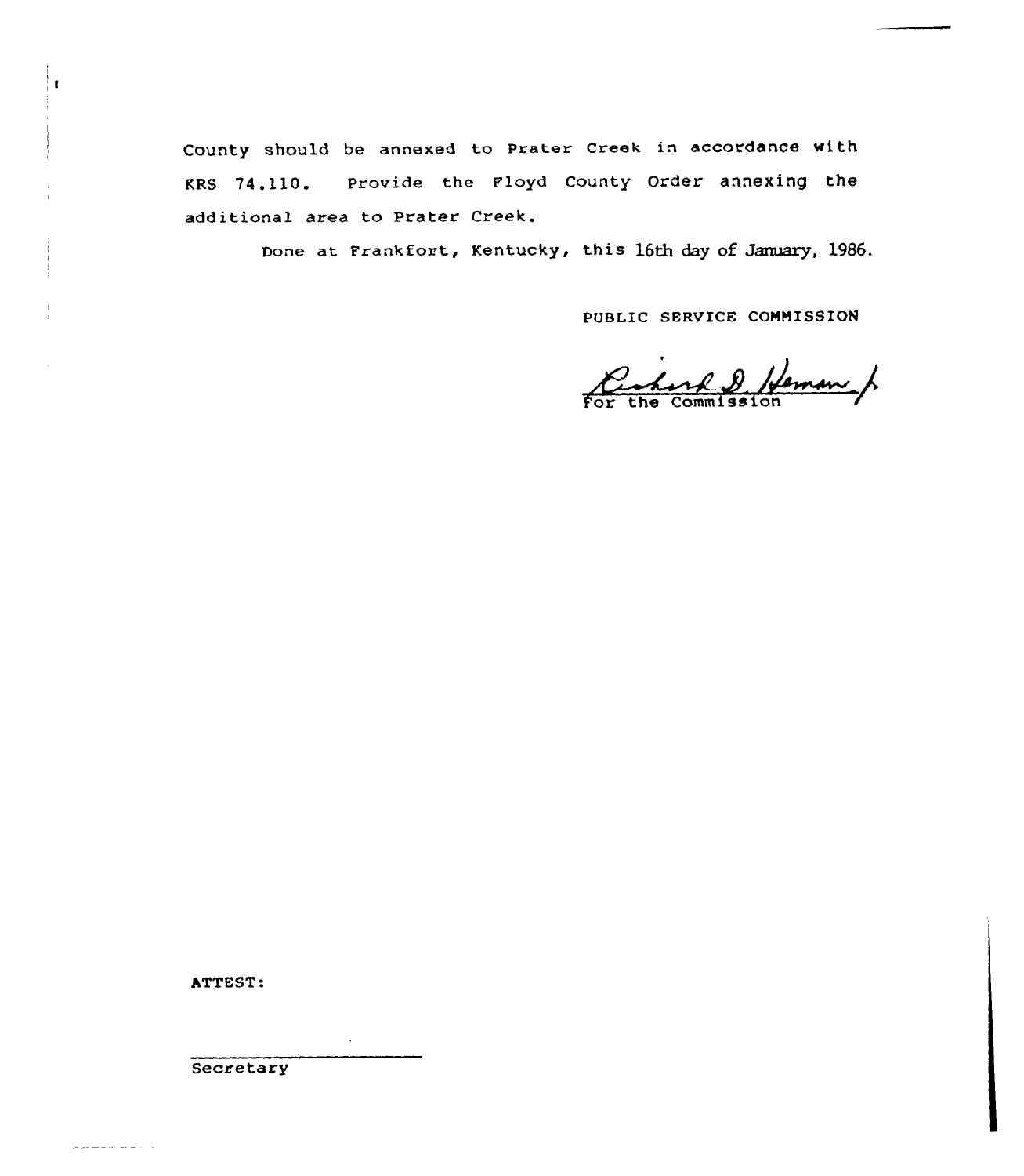County should be annexed to Prater Creek in accordance with KRS 74.110. Provide the Floyd County Order annexing the additional area to Prater Creek.

Done at Frankfort, Kentucky, this 16th day of January, 1986.

PUBLIC SERVICE COMMISSION

For the Commission

ATTEST:

Secretary